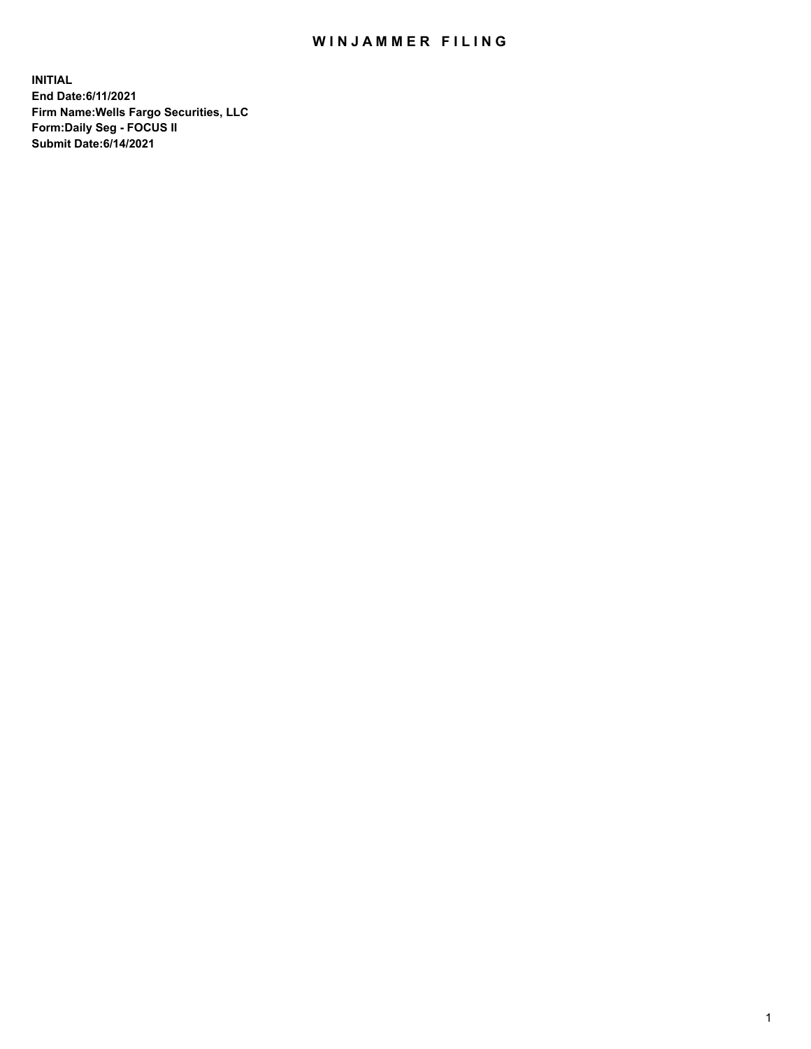# WINJAMMER FILING

**INITIAL**
**End Date:6/11/2021**
**Firm Name:Wells Fargo Securities, LLC**
**Form:Daily Seg - FOCUS II**
**Submit Date:6/14/2021**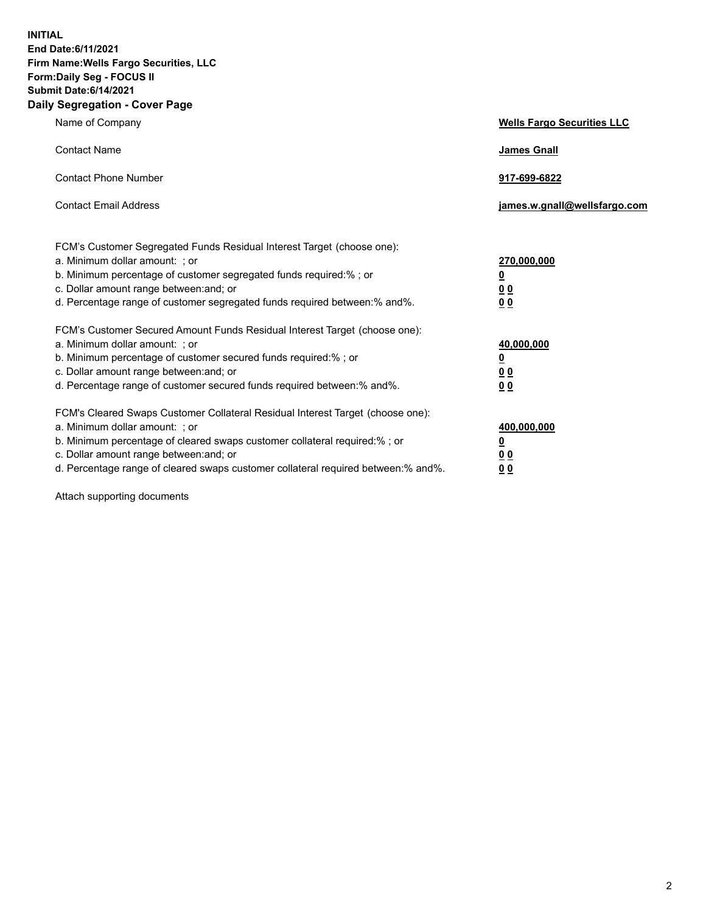**INITIAL**
**End Date:6/11/2021**
**Firm Name:Wells Fargo Securities, LLC**
**Form:Daily Seg - FOCUS II**
**Submit Date:6/14/2021**

## Daily Segregation - Cover Page

| | |
|---|---|
| Name of Company | **Wells Fargo Securities LLC** |
| Contact Name | **James Gnall** |
| Contact Phone Number | **917-699-6822** |
| Contact Email Address | **james.w.gnall@wellsfargo.com** |

FCM's Customer Segregated Funds Residual Interest Target (choose one):

| | |
|---|---|
| a. Minimum dollar amount: ; or | **270,000,000** |
| b. Minimum percentage of customer segregated funds required:% ; or | **0** |
| c. Dollar amount range between:and; or | **0 0** |
| d. Percentage range of customer segregated funds required between:% and%. | **0 0** |

FCM's Customer Secured Amount Funds Residual Interest Target (choose one):

| | |
|---|---|
| a. Minimum dollar amount: ; or | **40,000,000** |
| b. Minimum percentage of customer secured funds required:% ; or | **0** |
| c. Dollar amount range between:and; or | **0 0** |
| d. Percentage range of customer secured funds required between:% and%. | **0 0** |

FCM's Cleared Swaps Customer Collateral Residual Interest Target (choose one):

| | |
|---|---|
| a. Minimum dollar amount: ; or | **400,000,000** |
| b. Minimum percentage of cleared swaps customer collateral required:% ; or | **0** |
| c. Dollar amount range between:and; or | **0 0** |
| d. Percentage range of cleared swaps customer collateral required between:% and%. | **0 0** |

Attach supporting documents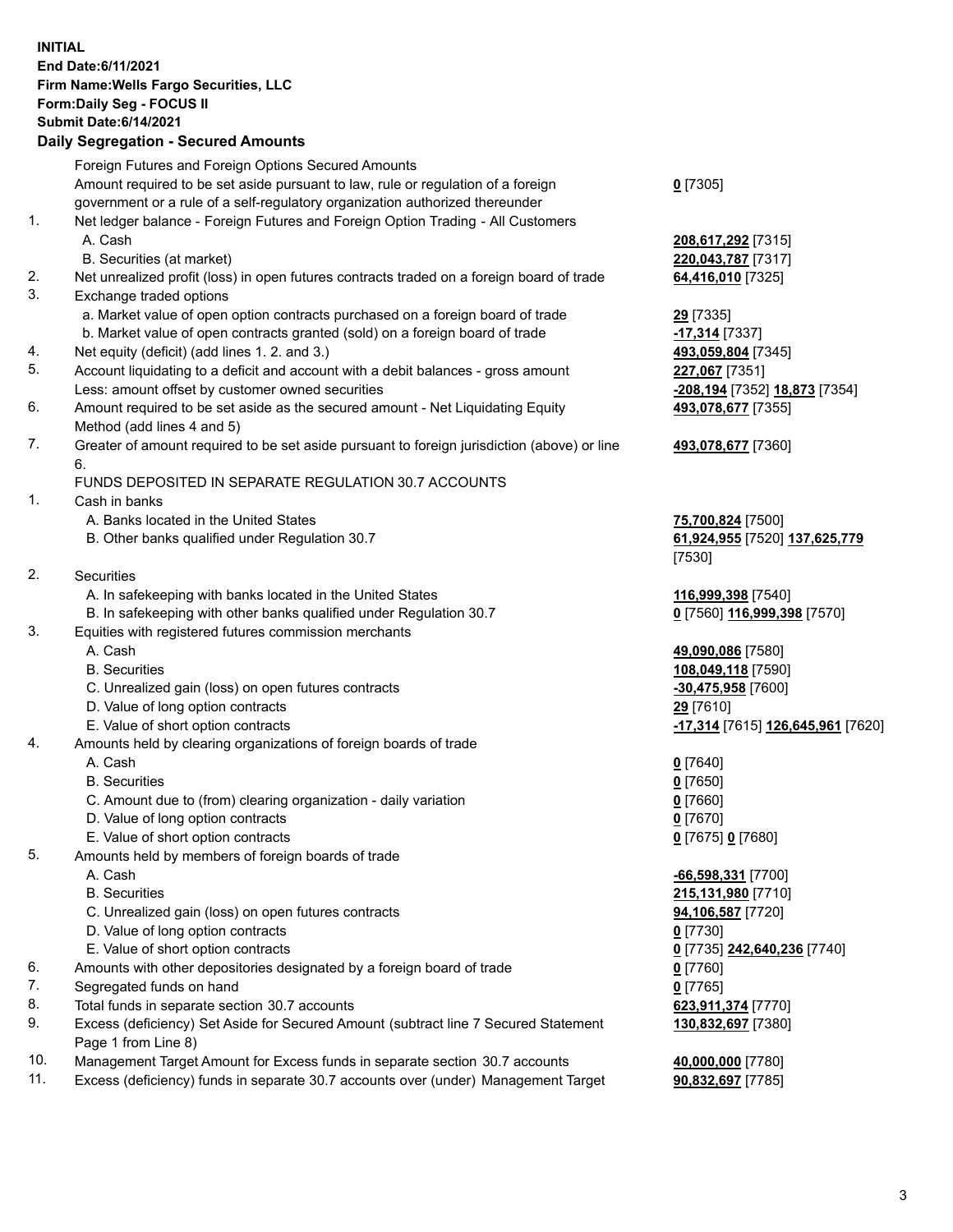**INITIAL**
**End Date:6/11/2021**
**Firm Name:Wells Fargo Securities, LLC**
**Form:Daily Seg - FOCUS II**
**Submit Date:6/14/2021**

## Daily Segregation - Secured Amounts

| | | |
|---|---|---|
| | Foreign Futures and Foreign Options Secured Amounts | |
| | Amount required to be set aside pursuant to law, rule or regulation of a foreign government or a rule of a self-regulatory organization authorized thereunder | **0** [7305] |
| 1. | Net ledger balance - Foreign Futures and Foreign Option Trading - All Customers | |
| | A. Cash | **208,617,292** [7315] |
| | B. Securities (at market) | **220,043,787** [7317] |
| 2. | Net unrealized profit (loss) in open futures contracts traded on a foreign board of trade | **64,416,010** [7325] |
| 3. | Exchange traded options | |
| | a. Market value of open option contracts purchased on a foreign board of trade | **29** [7335] |
| | b. Market value of open contracts granted (sold) on a foreign board of trade | **-17,314** [7337] |
| 4. | Net equity (deficit) (add lines 1. 2. and 3.) | **493,059,804** [7345] |
| 5. | Account liquidating to a deficit and account with a debit balances - gross amount | **227,067** [7351] |
| | Less: amount offset by customer owned securities | **-208,194** [7352] **18,873** [7354] |
| 6. | Amount required to be set aside as the secured amount - Net Liquidating Equity Method (add lines 4 and 5) | **493,078,677** [7355] |
| 7. | Greater of amount required to be set aside pursuant to foreign jurisdiction (above) or line 6. | **493,078,677** [7360] |
| | FUNDS DEPOSITED IN SEPARATE REGULATION 30.7 ACCOUNTS | |
| 1. | Cash in banks | |
| | A. Banks located in the United States | **75,700,824** [7500] |
| | B. Other banks qualified under Regulation 30.7 | **61,924,955** [7520] **137,625,779** [7530] |
| 2. | Securities | |
| | A. In safekeeping with banks located in the United States | **116,999,398** [7540] |
| | B. In safekeeping with other banks qualified under Regulation 30.7 | **0** [7560] **116,999,398** [7570] |
| 3. | Equities with registered futures commission merchants | |
| | A. Cash | **49,090,086** [7580] |
| | B. Securities | **108,049,118** [7590] |
| | C. Unrealized gain (loss) on open futures contracts | **-30,475,958** [7600] |
| | D. Value of long option contracts | **29** [7610] |
| | E. Value of short option contracts | **-17,314** [7615] **126,645,961** [7620] |
| 4. | Amounts held by clearing organizations of foreign boards of trade | |
| | A. Cash | **0** [7640] |
| | B. Securities | **0** [7650] |
| | C. Amount due to (from) clearing organization - daily variation | **0** [7660] |
| | D. Value of long option contracts | **0** [7670] |
| | E. Value of short option contracts | **0** [7675] **0** [7680] |
| 5. | Amounts held by members of foreign boards of trade | |
| | A. Cash | **-66,598,331** [7700] |
| | B. Securities | **215,131,980** [7710] |
| | C. Unrealized gain (loss) on open futures contracts | **94,106,587** [7720] |
| | D. Value of long option contracts | **0** [7730] |
| | E. Value of short option contracts | **0** [7735] **242,640,236** [7740] |
| 6. | Amounts with other depositories designated by a foreign board of trade | **0** [7760] |
| 7. | Segregated funds on hand | **0** [7765] |
| 8. | Total funds in separate section 30.7 accounts | **623,911,374** [7770] |
| 9. | Excess (deficiency) Set Aside for Secured Amount (subtract line 7 Secured Statement Page 1 from Line 8) | **130,832,697** [7380] |
| 10. | Management Target Amount for Excess funds in separate section 30.7 accounts | **40,000,000** [7780] |
| 11. | Excess (deficiency) funds in separate 30.7 accounts over (under) Management Target | **90,832,697** [7785] |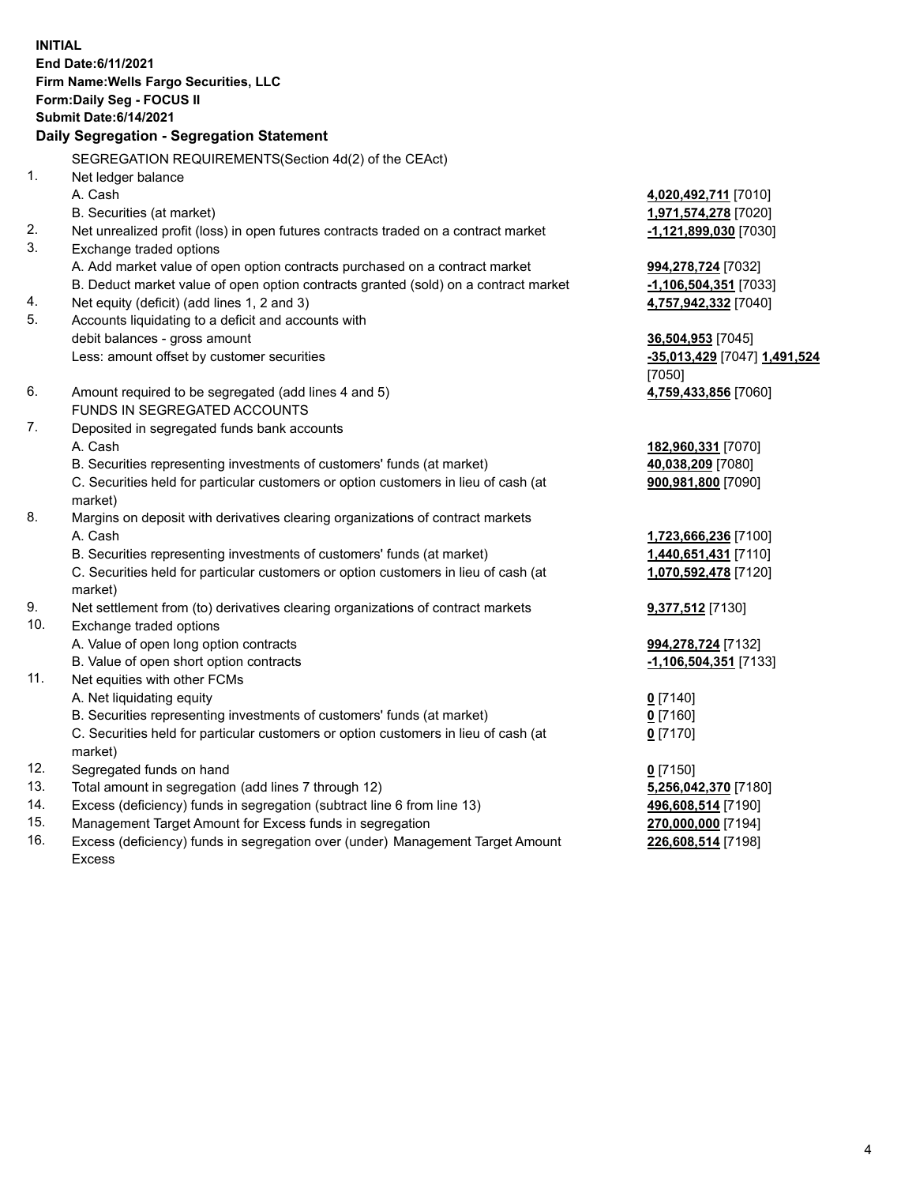**INITIAL**
**End Date:6/11/2021**
**Firm Name:Wells Fargo Securities, LLC**
**Form:Daily Seg - FOCUS II**
**Submit Date:6/14/2021**

### Daily Segregation - Segregation Statement

SEGREGATION REQUIREMENTS(Section 4d(2) of the CEAct)

| | | |
|---|---|---|
| 1. | Net ledger balance | |
| | A. Cash | **4,020,492,711** [7010] |
| | B. Securities (at market) | **1,971,574,278** [7020] |
| 2. | Net unrealized profit (loss) in open futures contracts traded on a contract market | **-1,121,899,030** [7030] |
| 3. | Exchange traded options | |
| | A. Add market value of open option contracts purchased on a contract market | **994,278,724** [7032] |
| | B. Deduct market value of open option contracts granted (sold) on a contract market | **-1,106,504,351** [7033] |
| 4. | Net equity (deficit) (add lines 1, 2 and 3) | **4,757,942,332** [7040] |
| 5. | Accounts liquidating to a deficit and accounts with | |
| | debit balances - gross amount | **36,504,953** [7045] |
| | Less: amount offset by customer securities | **-35,013,429** [7047] **1,491,524** [7050] |
| 6. | Amount required to be segregated (add lines 4 and 5) | **4,759,433,856** [7060] |
| | FUNDS IN SEGREGATED ACCOUNTS | |
| 7. | Deposited in segregated funds bank accounts | |
| | A. Cash | **182,960,331** [7070] |
| | B. Securities representing investments of customers' funds (at market) | **40,038,209** [7080] |
| | C. Securities held for particular customers or option customers in lieu of cash (at market) | **900,981,800** [7090] |
| 8. | Margins on deposit with derivatives clearing organizations of contract markets | |
| | A. Cash | **1,723,666,236** [7100] |
| | B. Securities representing investments of customers' funds (at market) | **1,440,651,431** [7110] |
| | C. Securities held for particular customers or option customers in lieu of cash (at market) | **1,070,592,478** [7120] |
| 9. | Net settlement from (to) derivatives clearing organizations of contract markets | **9,377,512** [7130] |
| 10. | Exchange traded options | |
| | A. Value of open long option contracts | **994,278,724** [7132] |
| | B. Value of open short option contracts | **-1,106,504,351** [7133] |
| 11. | Net equities with other FCMs | |
| | A. Net liquidating equity | **0** [7140] |
| | B. Securities representing investments of customers' funds (at market) | **0** [7160] |
| | C. Securities held for particular customers or option customers in lieu of cash (at market) | **0** [7170] |
| 12. | Segregated funds on hand | **0** [7150] |
| 13. | Total amount in segregation (add lines 7 through 12) | **5,256,042,370** [7180] |
| 14. | Excess (deficiency) funds in segregation (subtract line 6 from line 13) | **496,608,514** [7190] |
| 15. | Management Target Amount for Excess funds in segregation | **270,000,000** [7194] |
| 16. | Excess (deficiency) funds in segregation over (under) Management Target Amount Excess | **226,608,514** [7198] |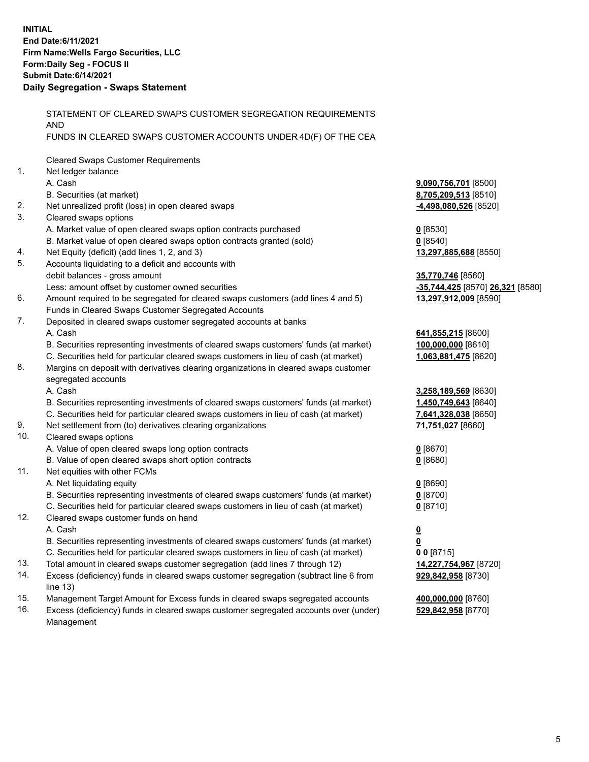**INITIAL**
**End Date:6/11/2021**
**Firm Name:Wells Fargo Securities, LLC**
**Form:Daily Seg - FOCUS II**
**Submit Date:6/14/2021**
**Daily Segregation - Swaps Statement**

STATEMENT OF CLEARED SWAPS CUSTOMER SEGREGATION REQUIREMENTS AND
FUNDS IN CLEARED SWAPS CUSTOMER ACCOUNTS UNDER 4D(F) OF THE CEA

| | | |
|---|---|---|
| | Cleared Swaps Customer Requirements | |
| 1. | Net ledger balance | |
| | A. Cash | **9,090,756,701** [8500] |
| | B. Securities (at market) | **8,705,209,513** [8510] |
| 2. | Net unrealized profit (loss) in open cleared swaps | **-4,498,080,526** [8520] |
| 3. | Cleared swaps options | |
| | A. Market value of open cleared swaps option contracts purchased | **0** [8530] |
| | B. Market value of open cleared swaps option contracts granted (sold) | **0** [8540] |
| 4. | Net Equity (deficit) (add lines 1, 2, and 3) | **13,297,885,688** [8550] |
| 5. | Accounts liquidating to a deficit and accounts with debit balances - gross amount | **35,770,746** [8560] |
| | Less: amount offset by customer owned securities | **-35,744,425** [8570] **26,321** [8580] |
| 6. | Amount required to be segregated for cleared swaps customers (add lines 4 and 5) | **13,297,912,009** [8590] |
| | Funds in Cleared Swaps Customer Segregated Accounts | |
| 7. | Deposited in cleared swaps customer segregated accounts at banks | |
| | A. Cash | **641,855,215** [8600] |
| | B. Securities representing investments of cleared swaps customers' funds (at market) | **100,000,000** [8610] |
| | C. Securities held for particular cleared swaps customers in lieu of cash (at market) | **1,063,881,475** [8620] |
| 8. | Margins on deposit with derivatives clearing organizations in cleared swaps customer segregated accounts | |
| | A. Cash | **3,258,189,569** [8630] |
| | B. Securities representing investments of cleared swaps customers' funds (at market) | **1,450,749,643** [8640] |
| | C. Securities held for particular cleared swaps customers in lieu of cash (at market) | **7,641,328,038** [8650] |
| 9. | Net settlement from (to) derivatives clearing organizations | **71,751,027** [8660] |
| 10. | Cleared swaps options | |
| | A. Value of open cleared swaps long option contracts | **0** [8670] |
| | B. Value of open cleared swaps short option contracts | **0** [8680] |
| 11. | Net equities with other FCMs | |
| | A. Net liquidating equity | **0** [8690] |
| | B. Securities representing investments of cleared swaps customers' funds (at market) | **0** [8700] |
| | C. Securities held for particular cleared swaps customers in lieu of cash (at market) | **0** [8710] |
| 12. | Cleared swaps customer funds on hand | |
| | A. Cash | **0** |
| | B. Securities representing investments of cleared swaps customers' funds (at market) | **0** |
| | C. Securities held for particular cleared swaps customers in lieu of cash (at market) | **0** **0** [8715] |
| 13. | Total amount in cleared swaps customer segregation (add lines 7 through 12) | **14,227,754,967** [8720] |
| 14. | Excess (deficiency) funds in cleared swaps customer segregation (subtract line 6 from line 13) | **929,842,958** [8730] |
| 15. | Management Target Amount for Excess funds in cleared swaps segregated accounts | **400,000,000** [8760] |
| 16. | Excess (deficiency) funds in cleared swaps customer segregated accounts over (under) Management | **529,842,958** [8770] |